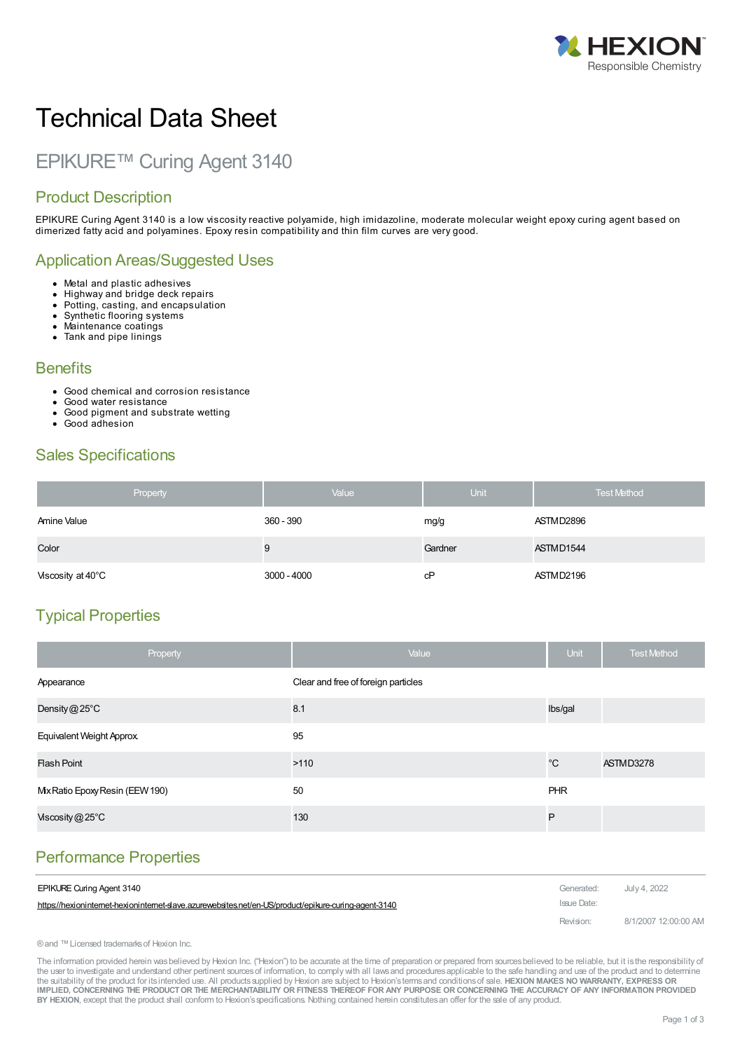# Technical Data Sheet

## EPIKURE™ Curing Agent 3140

### Product Description

EPIKURE Curing Agent 3140 is a low viscosity reactive polyamide, high imidazoline, moderate molecular weight epoxy curing agent based on dimerized fatty acid and polyamines. Epoxy resin compatibility and thin film curves are very good.

### Application Areas/Suggested Uses

- Metal and plastic adhesives
- Highway and bridge deck repairs
- Potting, casting, and encapsulation
- Synthetic flooring systems
- Maintenance coatings
- Tank and pipe linings

### Benefits

- Good chemical and corrosion resistance
- Good water resistance
- Good pigment and substrate wetting
- Good adhesion

### Sales Specifications

| Property | Value | Unit | Test Method |
|---|---|---|---|
| Amine Value | 360 - 390 | mg/g | ASTM D2896 |
| Color | 9 | Gardner | ASTM D1544 |
| Viscosity at 40°C | 3000 - 4000 | cP | ASTM D2196 |

### Typical Properties

| Property | Value | Unit | Test Method |
|---|---|---|---|
| Appearance | Clear and free of foreign particles | | |
| Density @ 25°C | 8.1 | lbs/gal | |
| Equivalent Weight Approx. | 95 | | |
| Flash Point | >110 | °C | ASTM D3278 |
| Mix Ratio Epoxy Resin (EEW 190) | 50 | PHR | |
| Viscosity @ 25°C | 130 | P | |

### Performance Properties

| | | |
|---|---|---|
| EPIKURE Curing Agent 3140 | Generated: | July 4, 2022 |
| https://hexioninternet-hexioninternet-slave.azurewebsites.net/en-US/product/epikure-curing-agent-3140 | Issue Date: | |
| | Revision: | 8/1/2007 12:00:00 AM |

® and ™ Licensed trademarks of Hexion Inc.

The information provided herein was believed by Hexion Inc. ("Hexion") to be accurate at the time of preparation or prepared from sources believed to be reliable, but it is the responsibility of the user to investigate and understand other pertinent sources of information, to comply with all laws and procedures applicable to the safe handling and use of the product and to determine the suitability of the product for its intended use. All products supplied by Hexion are subject to Hexion's terms and conditions of sale. **HEXION MAKES NO WARRANTY, EXPRESS OR IMPLIED, CONCERNING THE PRODUCT OR THE MERCHANTABILITY OR FITNESS THEREOF FOR ANY PURPOSE OR CONCERNING THE ACCURACY OF ANY INFORMATION PROVIDED BY HEXION**, except that the product shall conform to Hexion's specifications. Nothing contained herein constitutes an offer for the sale of any product.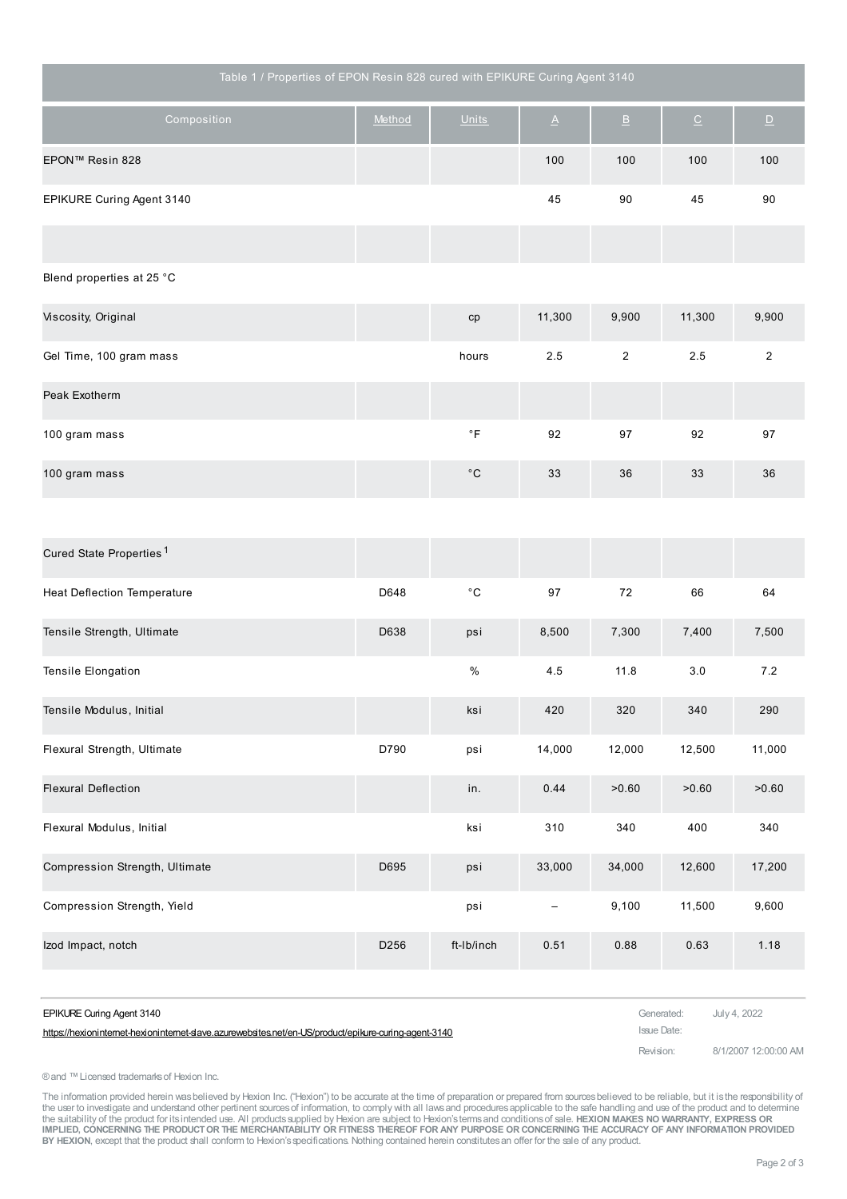| Table 1 / Properties of EPON Resin 828 cured with EPIKURE Curing Agent 3140 | | | | | | |
|---|---|---|---|---|---|---|
| Composition | Method | Units | A | B | C | D |
| EPON™ Resin 828 | | | 100 | 100 | 100 | 100 |
| EPIKURE Curing Agent 3140 | | | 45 | 90 | 45 | 90 |
| | | | | | | |
| Blend properties at 25 °C | | | | | | |
| Viscosity, Original | | cp | 11,300 | 9,900 | 11,300 | 9,900 |
| Gel Time, 100 gram mass | | hours | 2.5 | 2 | 2.5 | 2 |
| Peak Exotherm | | | | | | |
| 100 gram mass | | °F | 92 | 97 | 92 | 97 |
| 100 gram mass | | °C | 33 | 36 | 33 | 36 |
| | | | | | | |
| Cured State Properties [1] | | | | | | |
| Heat Deflection Temperature | D648 | °C | 97 | 72 | 66 | 64 |
| Tensile Strength, Ultimate | D638 | psi | 8,500 | 7,300 | 7,400 | 7,500 |
| Tensile Elongation | | % | 4.5 | 11.8 | 3.0 | 7.2 |
| Tensile Modulus, Initial | | ksi | 420 | 320 | 340 | 290 |
| Flexural Strength, Ultimate | D790 | psi | 14,000 | 12,000 | 12,500 | 11,000 |
| Flexural Deflection | | in. | 0.44 | >0.60 | >0.60 | >0.60 |
| Flexural Modulus, Initial | | ksi | 310 | 340 | 400 | 340 |
| Compression Strength, Ultimate | D695 | psi | 33,000 | 34,000 | 12,600 | 17,200 |
| Compression Strength, Yield | | psi | – | 9,100 | 11,500 | 9,600 |
| Izod Impact, notch | D256 | ft-lb/inch | 0.51 | 0.88 | 0.63 | 1.18 |

EPIKURE Curing Agent 3140

https://hexioninternet-hexioninternet-slave.azurewebsites.net/en-US/product/epikure-curing-agent-3140

Generated: July 4, 2022

Issue Date:

Revision: 8/1/2007 12:00:00 AM

® and ™ Licensed trademarks of Hexion Inc.

The information provided herein was believed by Hexion Inc. ("Hexion") to be accurate at the time of preparation or prepared from sources believed to be reliable, but it is the responsibility of the user to investigate and understand other pertinent sources of information, to comply with all laws and procedures applicable to the safe handling and use of the product and to determine the suitability of the product for its intended use. All products supplied by Hexion are subject to Hexion's terms and conditions of sale. **HEXION MAKES NO WARRANTY, EXPRESS OR IMPLIED, CONCERNING THE PRODUCT OR THE MERCHANTABILITY OR FITNESS THEREOF FOR ANY PURPOSE OR CONCERNING THE ACCURACY OF ANY INFORMATION PROVIDED BY HEXION**, except that the product shall conform to Hexion's specifications. Nothing contained herein constitutes an offer for the sale of any product.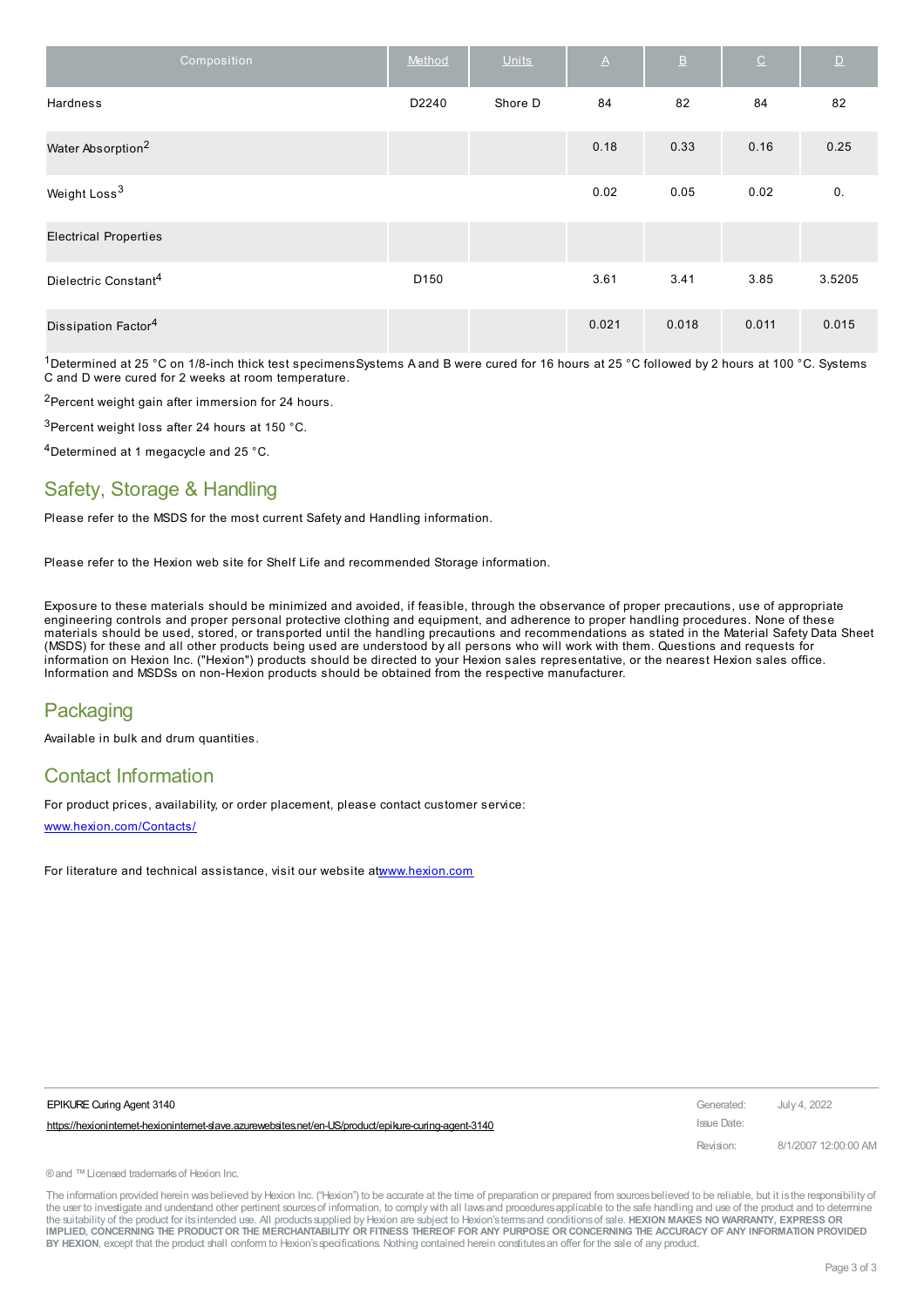| Composition | Method | Units | A | B | C | D |
| --- | --- | --- | --- | --- | --- | --- |
| Hardness | D2240 | Shore D | 84 | 82 | 84 | 82 |
| Water Absorption[2] | | | 0.18 | 0.33 | 0.16 | 0.25 |
| Weight Loss[3] | | | 0.02 | 0.05 | 0.02 | 0. |
| Electrical Properties | | | | | | |
| Dielectric Constant[4] | D150 | | 3.61 | 3.41 | 3.85 | 3.5205 |
| Dissipation Factor[4] | | | 0.021 | 0.018 | 0.011 | 0.015 |

[1]Determined at 25 °C on 1/8-inch thick test specimensSystems A and B were cured for 16 hours at 25 °C followed by 2 hours at 100 °C. Systems C and D were cured for 2 weeks at room temperature.

[2]Percent weight gain after immersion for 24 hours.

[3]Percent weight loss after 24 hours at 150 °C.

[4]Determined at 1 megacycle and 25 °C.

## Safety, Storage & Handling

Please refer to the MSDS for the most current Safety and Handling information.

Please refer to the Hexion web site for Shelf Life and recommended Storage information.

Exposure to these materials should be minimized and avoided, if feasible, through the observance of proper precautions, use of appropriate engineering controls and proper personal protective clothing and equipment, and adherence to proper handling procedures. None of these materials should be used, stored, or transported until the handling precautions and recommendations as stated in the Material Safety Data Sheet (MSDS) for these and all other products being used are understood by all persons who will work with them. Questions and requests for information on Hexion Inc. ("Hexion") products should be directed to your Hexion sales representative, or the nearest Hexion sales office. Information and MSDSs on non-Hexion products should be obtained from the respective manufacturer.

## Packaging

Available in bulk and drum quantities.

## Contact Information

For product prices, availability, or order placement, please contact customer service:

www.hexion.com/Contacts/

For literature and technical assistance, visit our website atwww.hexion.com

EPIKURE Curing Agent 3140

https://hexioninternet-hexioninternet-slave.azurewebsites.net/en-US/product/epikure-curing-agent-3140

Generated: July 4, 2022

Issue Date:

Revision: 8/1/2007 12:00:00 AM

® and ™ Licensed trademarks of Hexion Inc.

The information provided herein was believed by Hexion Inc. ("Hexion") to be accurate at the time of preparation or prepared from sources believed to be reliable, but it is the responsibility of the user to investigate and understand other pertinent sources of information, to comply with all laws and procedures applicable to the safe handling and use of the product and to determine the suitability of the product for its intended use. All products supplied by Hexion are subject to Hexion's terms and conditions of sale. **HEXION MAKES NO WARRANTY, EXPRESS OR IMPLIED, CONCERNING THE PRODUCT OR THE MERCHANTABILITY OR FITNESS THEREOF FOR ANY PURPOSE OR CONCERNING THE ACCURACY OF ANY INFORMATION PROVIDED BY HEXION**, except that the product shall conform to Hexion's specifications. Nothing contained herein constitutes an offer for the sale of any product.